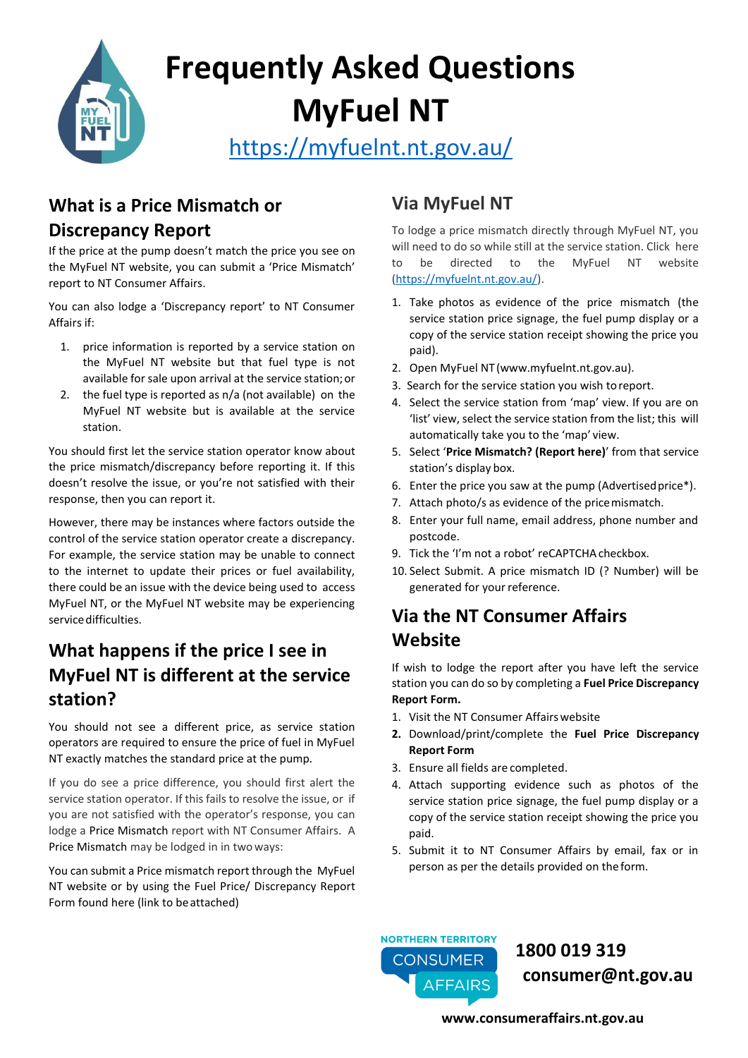# Frequently Asked Questions MyFuel NT

https://myfuelnt.nt.gov.au/

## What is a Price Mismatch or Discrepancy Report

If the price at the pump doesn't match the price you see on the MyFuel NT website, you can submit a 'Price Mismatch' report to NT Consumer Affairs.

You can also lodge a 'Discrepancy report' to NT Consumer Affairs if:

1. price information is reported by a service station on the MyFuel NT website but that fuel type is not available for sale upon arrival at the service station; or
2. the fuel type is reported as n/a (not available) on the MyFuel NT website but is available at the service station.

You should first let the service station operator know about the price mismatch/discrepancy before reporting it. If this doesn't resolve the issue, or you're not satisfied with their response, then you can report it.

However, there may be instances where factors outside the control of the service station operator create a discrepancy. For example, the service station may be unable to connect to the internet to update their prices or fuel availability, there could be an issue with the device being used to access MyFuel NT, or the MyFuel NT website may be experiencing service difficulties.

## What happens if the price I see in MyFuel NT is different at the service station?

You should not see a different price, as service station operators are required to ensure the price of fuel in MyFuel NT exactly matches the standard price at the pump.

If you do see a price difference, you should first alert the service station operator. If this fails to resolve the issue, or if you are not satisfied with the operator's response, you can lodge a Price Mismatch report with NT Consumer Affairs. A Price Mismatch may be lodged in in two ways:

You can submit a Price mismatch report through the MyFuel NT website or by using the Fuel Price/ Discrepancy Report Form found here (link to be attached)

## Via MyFuel NT

To lodge a price mismatch directly through MyFuel NT, you will need to do so while still at the service station. Click here to be directed to the MyFuel NT website (https://myfuelnt.nt.gov.au/).

1. Take photos as evidence of the price mismatch (the service station price signage, the fuel pump display or a copy of the service station receipt showing the price you paid).
2. Open MyFuel NT (www.myfuelnt.nt.gov.au).
3. Search for the service station you wish to report.
4. Select the service station from 'map' view. If you are on 'list' view, select the service station from the list; this will automatically take you to the 'map' view.
5. Select '**Price Mismatch? (Report here)**' from that service station's display box.
6. Enter the price you saw at the pump (Advertised price*).
7. Attach photo/s as evidence of the price mismatch.
8. Enter your full name, email address, phone number and postcode.
9. Tick the 'I'm not a robot' reCAPTCHA checkbox.
10. Select Submit. A price mismatch ID (? Number) will be generated for your reference.

## Via the NT Consumer Affairs Website

If wish to lodge the report after you have left the service station you can do so by completing a **Fuel Price Discrepancy Report Form.**

1. Visit the NT Consumer Affairs website
2. Download/print/complete the **Fuel Price Discrepancy Report Form**
3. Ensure all fields are completed.
4. Attach supporting evidence such as photos of the service station price signage, the fuel pump display or a copy of the service station receipt showing the price you paid.
5. Submit it to NT Consumer Affairs by email, fax or in person as per the details provided on the form.

NORTHERN TERRITORY CONSUMER AFFAIRS

**1800 019 319**

**consumer@nt.gov.au**

**www.consumeraffairs.nt.gov.au**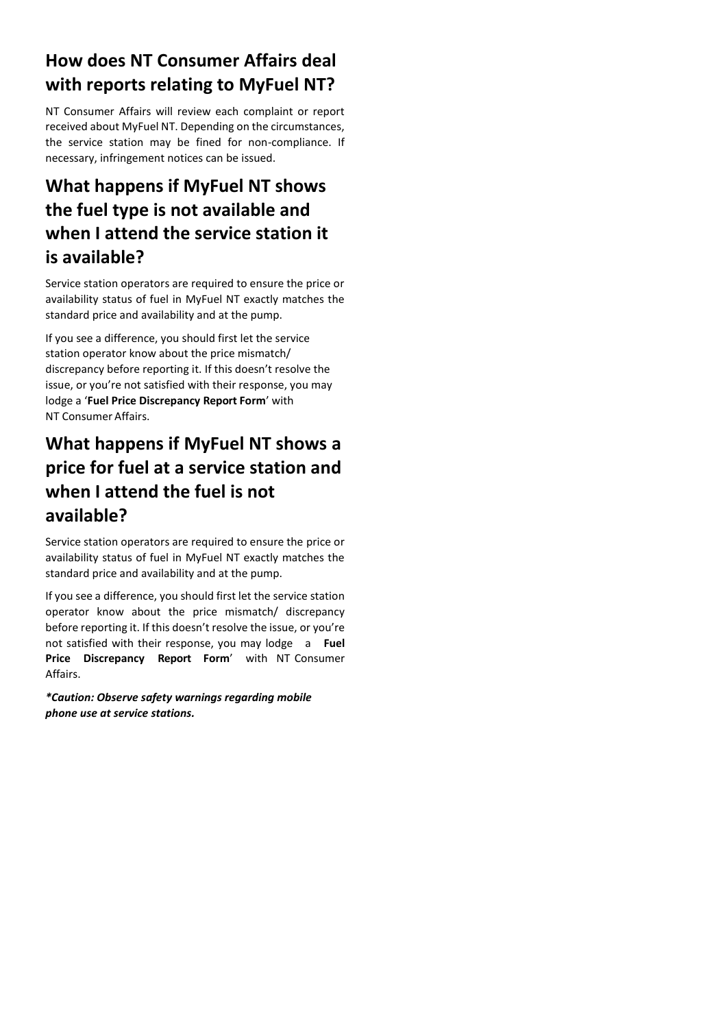## How does NT Consumer Affairs deal with reports relating to MyFuel NT?

NT Consumer Affairs will review each complaint or report received about MyFuel NT. Depending on the circumstances, the service station may be fined for non-compliance. If necessary, infringement notices can be issued.

## What happens if MyFuel NT shows the fuel type is not available and when I attend the service station it is available?

Service station operators are required to ensure the price or availability status of fuel in MyFuel NT exactly matches the standard price and availability and at the pump.

If you see a difference, you should first let the service station operator know about the price mismatch/ discrepancy before reporting it. If this doesn't resolve the issue, or you're not satisfied with their response, you may lodge a '**Fuel Price Discrepancy Report Form**' with NT Consumer Affairs.

## What happens if MyFuel NT shows a price for fuel at a service station and when I attend the fuel is not available?

Service station operators are required to ensure the price or availability status of fuel in MyFuel NT exactly matches the standard price and availability and at the pump.

If you see a difference, you should first let the service station operator know about the price mismatch/ discrepancy before reporting it. If this doesn't resolve the issue, or you're not satisfied with their response, you may lodge a **Fuel Price Discrepancy Report Form**' with NT Consumer Affairs.

***Caution: Observe safety warnings regarding mobile phone use at service stations.***